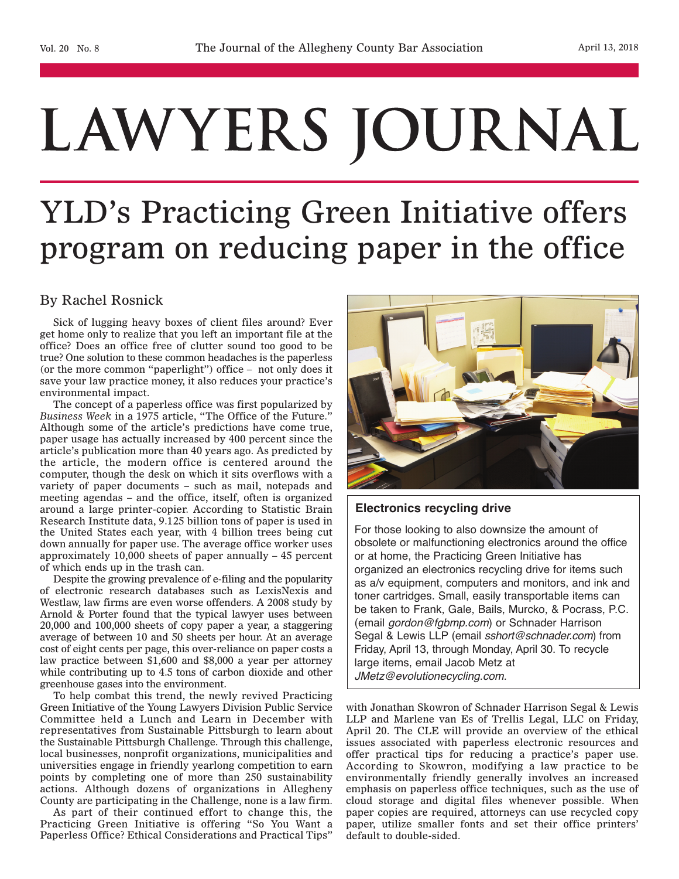# LAWYERS JOURNAL

## YLD's Practicing Green Initiative offers program on reducing paper in the office

By Rachel Rosnick

Sick of lugging heavy boxes of client files around? Ever get home only to realize that you left an important file at the office? Does an office free of clutter sound too good to be true? One solution to these common headaches is the paperless (or the more common "paperlight") office – not only does it save your law practice money, it also reduces your practice's environmental impact.

The concept of a paperless office was first popularized by *Business Week* in a 1975 article, "The Office of the Future." Although some of the article's predictions have come true, paper usage has actually increased by 400 percent since the article's publication more than 40 years ago. As predicted by the article, the modern office is centered around the computer, though the desk on which it sits overflows with a variety of paper documents – such as mail, notepads and meeting agendas – and the office, itself, often is organized around a large printer-copier. According to Statistic Brain Research Institute data, 9.125 billion tons of paper is used in the United States each year, with 4 billion trees being cut down annually for paper use. The average office worker uses approximately 10,000 sheets of paper annually – 45 percent of which ends up in the trash can.

Despite the growing prevalence of e-filing and the popularity of electronic research databases such as LexisNexis and Westlaw, law firms are even worse offenders. A 2008 study by Arnold & Porter found that the typical lawyer uses between 20,000 and 100,000 sheets of copy paper a year, a staggering average of between 10 and 50 sheets per hour. At an average cost of eight cents per page, this over-reliance on paper costs a law practice between $1,600 and $8,000 a year per attorney while contributing up to 4.5 tons of carbon dioxide and other greenhouse gases into the environment.

To help combat this trend, the newly revived Practicing Green Initiative of the Young Lawyers Division Public Service Committee held a Lunch and Learn in December with representatives from Sustainable Pittsburgh to learn about the Sustainable Pittsburgh Challenge. Through this challenge, local businesses, nonprofit organizations, municipalities and universities engage in friendly yearlong competition to earn points by completing one of more than 250 sustainability actions. Although dozens of organizations in Allegheny County are participating in the Challenge, none is a law firm.

As part of their continued effort to change this, the Practicing Green Initiative is offering "So You Want a Paperless Office? Ethical Considerations and Practical Tips" with Jonathan Skowron of Schnader Harrison Segal & Lewis LLP and Marlene van Es of Trellis Legal, LLC on Friday, April 20. The CLE will provide an overview of the ethical issues associated with paperless electronic resources and offer practical tips for reducing a practice's paper use. According to Skowron, modifying a law practice to be environmentally friendly generally involves an increased emphasis on paperless office techniques, such as the use of cloud storage and digital files whenever possible. When paper copies are required, attorneys can use recycled copy paper, utilize smaller fonts and set their office printers' default to double-sided.

### Electronics recycling drive

For those looking to also downsize the amount of obsolete or malfunctioning electronics around the office or at home, the Practicing Green Initiative has organized an electronics recycling drive for items such as a/v equipment, computers and monitors, and ink and toner cartridges. Small, easily transportable items can be taken to Frank, Gale, Bails, Murcko, & Pocrass, P.C. (email *gordon@fgbmp.com*) or Schnader Harrison Segal & Lewis LLP (email *sshort@schnader.com*) from Friday, April 13, through Monday, April 30. To recycle large items, email Jacob Metz at *JMetz@evolutionecycling.com.*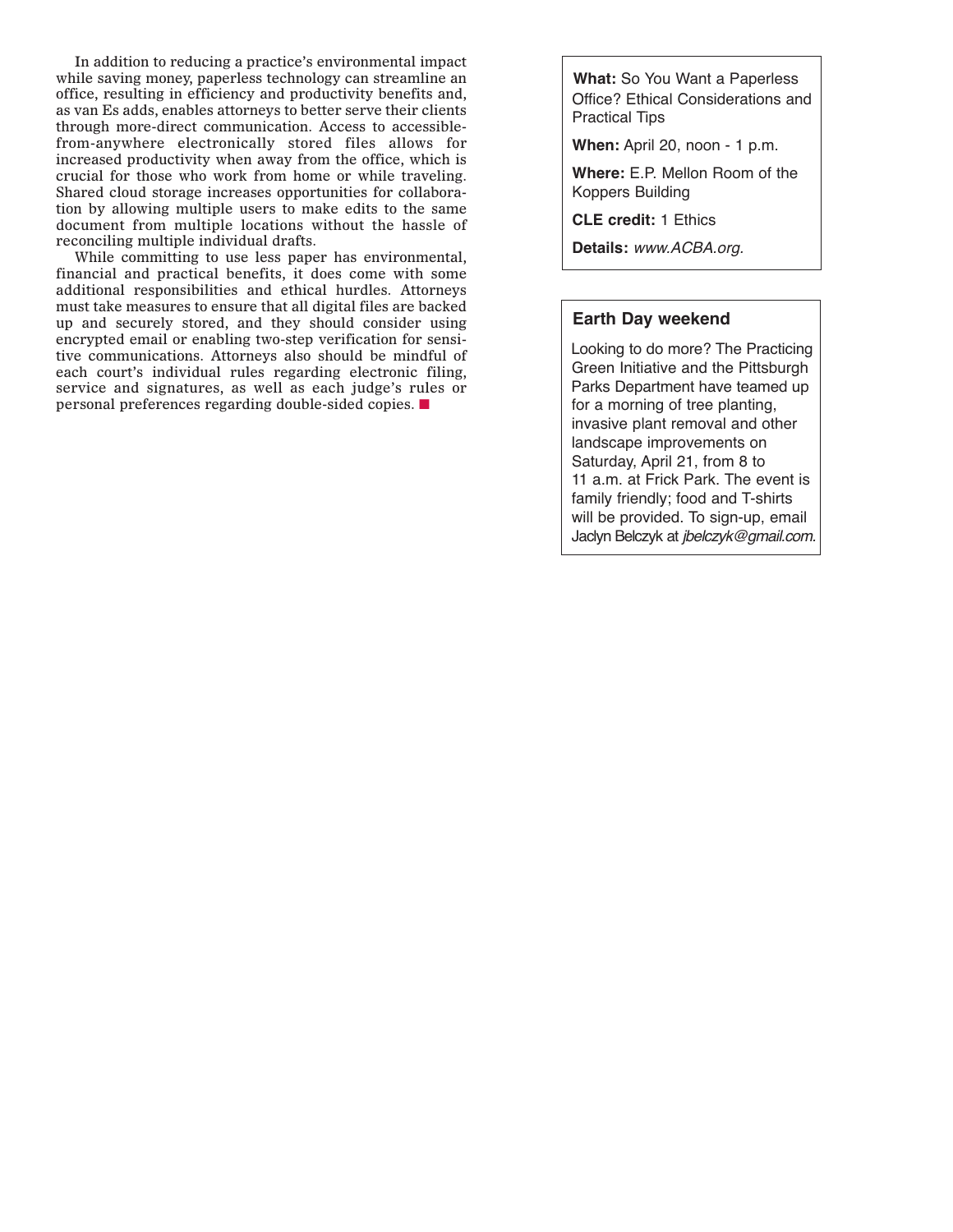In addition to reducing a practice's environmental impact while saving money, paperless technology can streamline an office, resulting in efficiency and productivity benefits and, as van Es adds, enables attorneys to better serve their clients through more-direct communication. Access to accessible-from-anywhere electronically stored files allows for increased productivity when away from the office, which is crucial for those who work from home or while traveling. Shared cloud storage increases opportunities for collaboration by allowing multiple users to make edits to the same document from multiple locations without the hassle of reconciling multiple individual drafts.

While committing to use less paper has environmental, financial and practical benefits, it does come with some additional responsibilities and ethical hurdles. Attorneys must take measures to ensure that all digital files are backed up and securely stored, and they should consider using encrypted email or enabling two-step verification for sensitive communications. Attorneys also should be mindful of each court's individual rules regarding electronic filing, service and signatures, as well as each judge's rules or personal preferences regarding double-sided copies. ■

**What:** So You Want a Paperless Office? Ethical Considerations and Practical Tips

**When:** April 20, noon - 1 p.m.

**Where:** E.P. Mellon Room of the Koppers Building

**CLE credit:** 1 Ethics

**Details:** *www.ACBA.org.*

**Earth Day weekend**

Looking to do more? The Practicing Green Initiative and the Pittsburgh Parks Department have teamed up for a morning of tree planting, invasive plant removal and other landscape improvements on Saturday, April 21, from 8 to 11 a.m. at Frick Park. The event is family friendly; food and T-shirts will be provided. To sign-up, email Jaclyn Belczyk at *jbelczyk@gmail.com.*